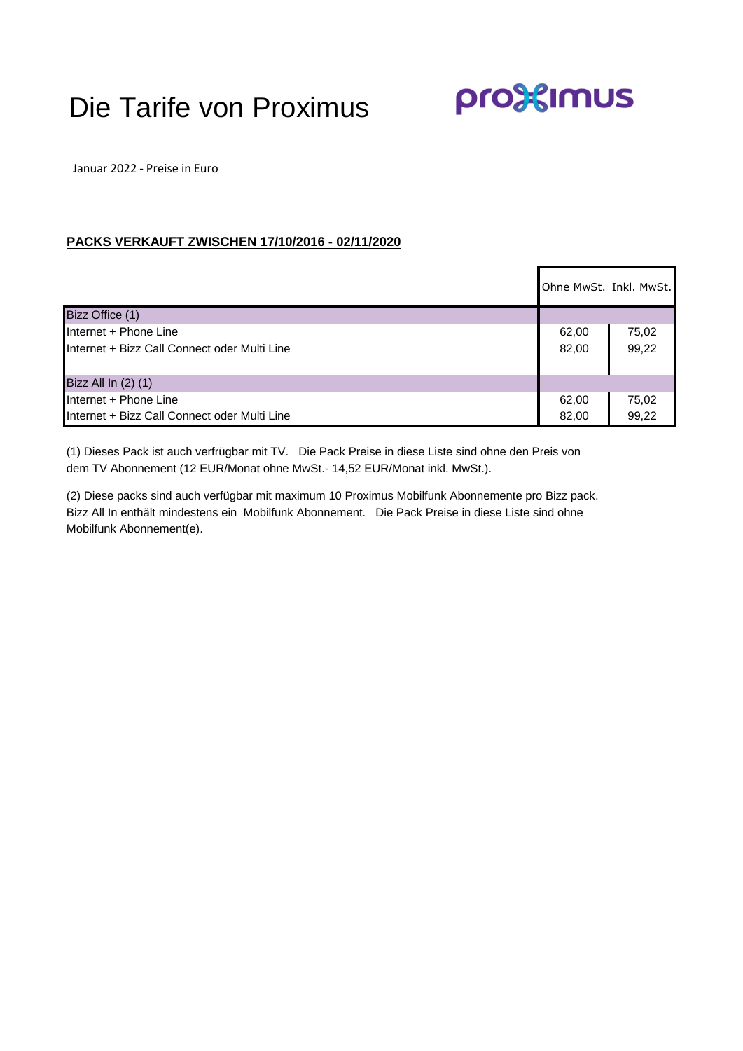# Die Tarife von Proximus

Januar 2022 - Preise in Euro

**PACKS VERKAUFT ZWISCHEN 17/10/2016 - 02/11/2020**

| | Ohne MwSt. | Inkl. MwSt. |
|---|---|---|
| Bizz Office (1) | | |
| Internet + Phone Line | 62,00 | 75,02 |
| Internet + Bizz Call Connect oder Multi Line | 82,00 | 99,22 |
| | | |
| Bizz All In (2) (1) | | |
| Internet + Phone Line | 62,00 | 75,02 |
| Internet + Bizz Call Connect oder Multi Line | 82,00 | 99,22 |

(1) Dieses Pack ist auch verfrügbar mit TV. Die Pack Preise in diese Liste sind ohne den Preis von dem TV Abonnement (12 EUR/Monat ohne MwSt.- 14,52 EUR/Monat inkl. MwSt.).

(2) Diese packs sind auch verfügbar mit maximum 10 Proximus Mobilfunk Abonnemente pro Bizz pack. Bizz All In enthält mindestens ein Mobilfunk Abonnement. Die Pack Preise in diese Liste sind ohne Mobilfunk Abonnement(e).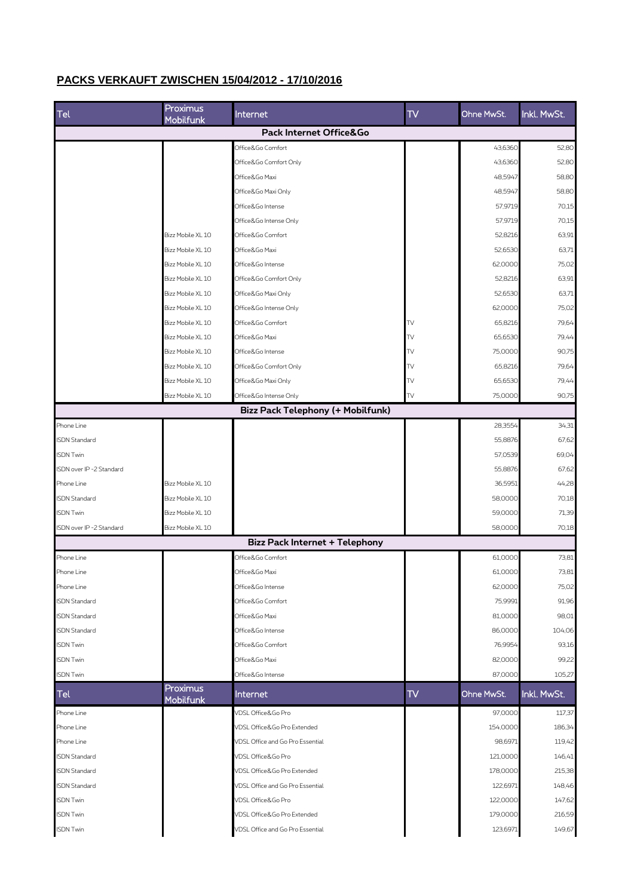## PACKS VERKAUFT ZWISCHEN 15/04/2012 - 17/10/2016

| Tel | Proximus Mobilfunk | Internet | TV | Ohne MwSt. | Inkl. MwSt. |
|---|---|---|---|---|---|
| **Pack Internet Office&Go** | | | | | |
| | | Office&Go Comfort | | 43,6360 | 52,80 |
| | | Office&Go Comfort Only | | 43,6360 | 52,80 |
| | | Office&Go Maxi | | 48,5947 | 58,80 |
| | | Office&Go Maxi Only | | 48,5947 | 58,80 |
| | | Office&Go Intense | | 57,9719 | 70,15 |
| | | Office&Go Intense Only | | 57,9719 | 70,15 |
| | Bizz Mobile XL 10 | Office&Go Comfort | | 52,8216 | 63,91 |
| | Bizz Mobile XL 10 | Office&Go Maxi | | 52,6530 | 63,71 |
| | Bizz Mobile XL 10 | Office&Go Intense | | 62,0000 | 75,02 |
| | Bizz Mobile XL 10 | Office&Go Comfort Only | | 52,8216 | 63,91 |
| | Bizz Mobile XL 10 | Office&Go Maxi Only | | 52,6530 | 63,71 |
| | Bizz Mobile XL 10 | Office&Go Intense Only | | 62,0000 | 75,02 |
| | Bizz Mobile XL 10 | Office&Go Comfort | TV | 65,8216 | 79,64 |
| | Bizz Mobile XL 10 | Office&Go Maxi | TV | 65,6530 | 79,44 |
| | Bizz Mobile XL 10 | Office&Go Intense | TV | 75,0000 | 90,75 |
| | Bizz Mobile XL 10 | Office&Go Comfort Only | TV | 65,8216 | 79,64 |
| | Bizz Mobile XL 10 | Office&Go Maxi Only | TV | 65,6530 | 79,44 |
| | Bizz Mobile XL 10 | Office&Go Intense Only | TV | 75,0000 | 90,75 |
| **Bizz Pack Telephony (+ Mobilfunk)** | | | | | |
| Phone Line | | | | 28,3554 | 34,31 |
| ISDN Standard | | | | 55,8876 | 67,62 |
| ISDN Twin | | | | 57,0539 | 69,04 |
| ISDN over IP -2 Standard | | | | 55,8876 | 67,62 |
| Phone Line | Bizz Mobile XL 10 | | | 36,5951 | 44,28 |
| ISDN Standard | Bizz Mobile XL 10 | | | 58,0000 | 70,18 |
| ISDN Twin | Bizz Mobile XL 10 | | | 59,0000 | 71,39 |
| ISDN over IP -2 Standard | Bizz Mobile XL 10 | | | 58,0000 | 70,18 |
| **Bizz Pack Internet + Telephony** | | | | | |
| Phone Line | | Office&Go Comfort | | 61,0000 | 73,81 |
| Phone Line | | Office&Go Maxi | | 61,0000 | 73,81 |
| Phone Line | | Office&Go Intense | | 62,0000 | 75,02 |
| ISDN Standard | | Office&Go Comfort | | 75,9991 | 91,96 |
| ISDN Standard | | Office&Go Maxi | | 81,0000 | 98,01 |
| ISDN Standard | | Office&Go Intense | | 86,0000 | 104,06 |
| ISDN Twin | | Office&Go Comfort | | 76,9954 | 93,16 |
| ISDN Twin | | Office&Go Maxi | | 82,0000 | 99,22 |
| ISDN Twin | | Office&Go Intense | | 87,0000 | 105,27 |
| **Tel** | **Proximus Mobilfunk** | **Internet** | **TV** | **Ohne MwSt.** | **Inkl. MwSt.** |
| Phone Line | | VDSL Office&Go Pro | | 97,0000 | 117,37 |
| Phone Line | | VDSL Office&Go Pro Extended | | 154,0000 | 186,34 |
| Phone Line | | VDSL Office and Go Pro Essential | | 98,6971 | 119,42 |
| ISDN Standard | | VDSL Office&Go Pro | | 121,0000 | 146,41 |
| ISDN Standard | | VDSL Office&Go Pro Extended | | 178,0000 | 215,38 |
| ISDN Standard | | VDSL Office and Go Pro Essential | | 122,6971 | 148,46 |
| ISDN Twin | | VDSL Office&Go Pro | | 122,0000 | 147,62 |
| ISDN Twin | | VDSL Office&Go Pro Extended | | 179,0000 | 216,59 |
| ISDN Twin | | VDSL Office and Go Pro Essential | | 123,6971 | 149,67 |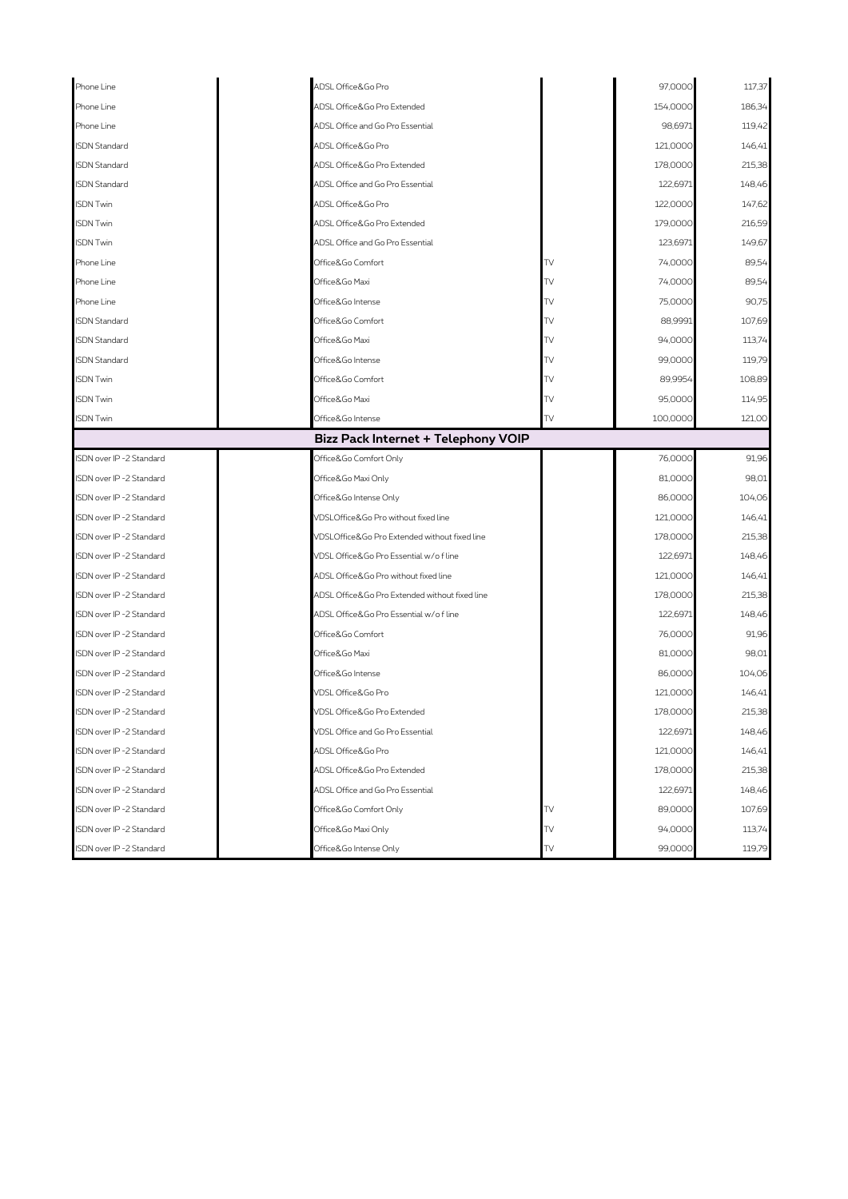| | | | | | |
|---|---|---|---|---|---|
| Phone Line | | ADSL Office&Go Pro | | 97,0000 | 117,37 |
| Phone Line | | ADSL Office&Go Pro Extended | | 154,0000 | 186,34 |
| Phone Line | | ADSL Office and Go Pro Essential | | 98,6971 | 119,42 |
| ISDN Standard | | ADSL Office&Go Pro | | 121,0000 | 146,41 |
| ISDN Standard | | ADSL Office&Go Pro Extended | | 178,0000 | 215,38 |
| ISDN Standard | | ADSL Office and Go Pro Essential | | 122,6971 | 148,46 |
| ISDN Twin | | ADSL Office&Go Pro | | 122,0000 | 147,62 |
| ISDN Twin | | ADSL Office&Go Pro Extended | | 179,0000 | 216,59 |
| ISDN Twin | | ADSL Office and Go Pro Essential | | 123,6971 | 149,67 |
| Phone Line | | Office&Go Comfort | TV | 74,0000 | 89,54 |
| Phone Line | | Office&Go Maxi | TV | 74,0000 | 89,54 |
| Phone Line | | Office&Go Intense | TV | 75,0000 | 90,75 |
| ISDN Standard | | Office&Go Comfort | TV | 88,9991 | 107,69 |
| ISDN Standard | | Office&Go Maxi | TV | 94,0000 | 113,74 |
| ISDN Standard | | Office&Go Intense | TV | 99,0000 | 119,79 |
| ISDN Twin | | Office&Go Comfort | TV | 89,9954 | 108,89 |
| ISDN Twin | | Office&Go Maxi | TV | 95,0000 | 114,95 |
| ISDN Twin | | Office&Go Intense | TV | 100,0000 | 121,00 |
| | | **Bizz Pack Internet + Telephony VOIP** | | | |
| ISDN over IP -2 Standard | | Office&Go Comfort Only | | 76,0000 | 91,96 |
| ISDN over IP -2 Standard | | Office&Go Maxi Only | | 81,0000 | 98,01 |
| ISDN over IP -2 Standard | | Office&Go Intense Only | | 86,0000 | 104,06 |
| ISDN over IP -2 Standard | | VDSLOffice&Go Pro without fixed line | | 121,0000 | 146,41 |
| ISDN over IP -2 Standard | | VDSLOffice&Go Pro Extended without fixed line | | 178,0000 | 215,38 |
| ISDN over IP -2 Standard | | VDSL Office&Go Pro Essential w/o f line | | 122,6971 | 148,46 |
| ISDN over IP -2 Standard | | ADSL Office&Go Pro without fixed line | | 121,0000 | 146,41 |
| ISDN over IP -2 Standard | | ADSL Office&Go Pro Extended without fixed line | | 178,0000 | 215,38 |
| ISDN over IP -2 Standard | | ADSL Office&Go Pro Essential w/o f line | | 122,6971 | 148,46 |
| ISDN over IP -2 Standard | | Office&Go Comfort | | 76,0000 | 91,96 |
| ISDN over IP -2 Standard | | Office&Go Maxi | | 81,0000 | 98,01 |
| ISDN over IP -2 Standard | | Office&Go Intense | | 86,0000 | 104,06 |
| ISDN over IP -2 Standard | | VDSL Office&Go Pro | | 121,0000 | 146,41 |
| ISDN over IP -2 Standard | | VDSL Office&Go Pro Extended | | 178,0000 | 215,38 |
| ISDN over IP -2 Standard | | VDSL Office and Go Pro Essential | | 122,6971 | 148,46 |
| ISDN over IP -2 Standard | | ADSL Office&Go Pro | | 121,0000 | 146,41 |
| ISDN over IP -2 Standard | | ADSL Office&Go Pro Extended | | 178,0000 | 215,38 |
| ISDN over IP -2 Standard | | ADSL Office and Go Pro Essential | | 122,6971 | 148,46 |
| ISDN over IP -2 Standard | | Office&Go Comfort Only | TV | 89,0000 | 107,69 |
| ISDN over IP -2 Standard | | Office&Go Maxi Only | TV | 94,0000 | 113,74 |
| ISDN over IP -2 Standard | | Office&Go Intense Only | TV | 99,0000 | 119,79 |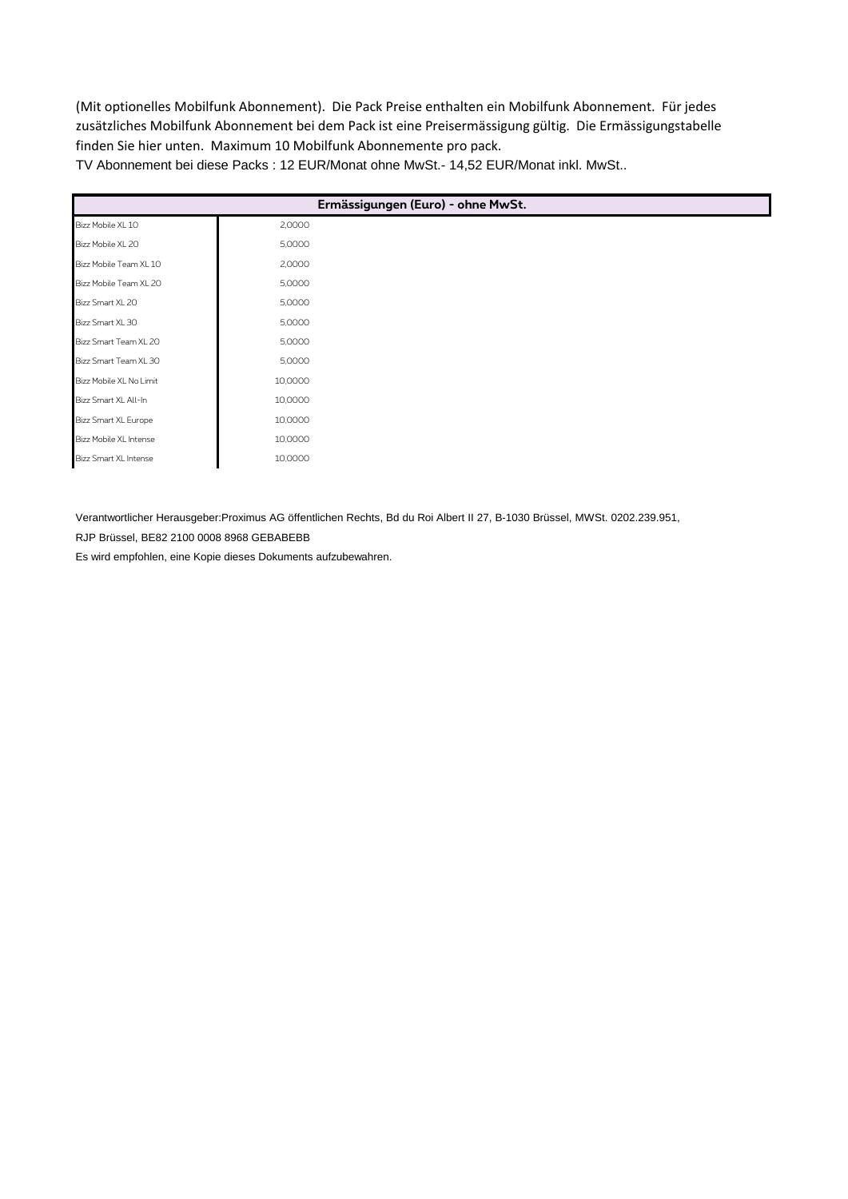(Mit optionelles Mobilfunk Abonnement). Die Pack Preise enthalten ein Mobilfunk Abonnement. Für jedes zusätzliches Mobilfunk Abonnement bei dem Pack ist eine Preisermässigung gültig. Die Ermässigungstabelle finden Sie hier unten. Maximum 10 Mobilfunk Abonnemente pro pack.

TV Abonnement bei diese Packs : 12 EUR/Monat ohne MwSt.- 14,52 EUR/Monat inkl. MwSt..

| Ermässigungen (Euro) - ohne MwSt. | |
|---|---|
| Bizz Mobile XL 10 | 2,0000 |
| Bizz Mobile XL 20 | 5,0000 |
| Bizz Mobile Team XL 10 | 2,0000 |
| Bizz Mobile Team XL 20 | 5,0000 |
| Bizz Smart XL 20 | 5,0000 |
| Bizz Smart XL 30 | 5,0000 |
| Bizz Smart Team XL 20 | 5,0000 |
| Bizz Smart Team XL 30 | 5,0000 |
| Bizz Mobile XL No Limit | 10,0000 |
| Bizz Smart XL All-In | 10,0000 |
| Bizz Smart XL Europe | 10,0000 |
| Bizz Mobile XL Intense | 10,0000 |
| Bizz Smart XL Intense | 10,0000 |

Verantwortlicher Herausgeber:Proximus AG öffentlichen Rechts, Bd du Roi Albert II 27, B-1030 Brüssel, MWSt. 0202.239.951, RJP Brüssel, BE82 2100 0008 8968 GEBABEBB

Es wird empfohlen, eine Kopie dieses Dokuments aufzubewahren.